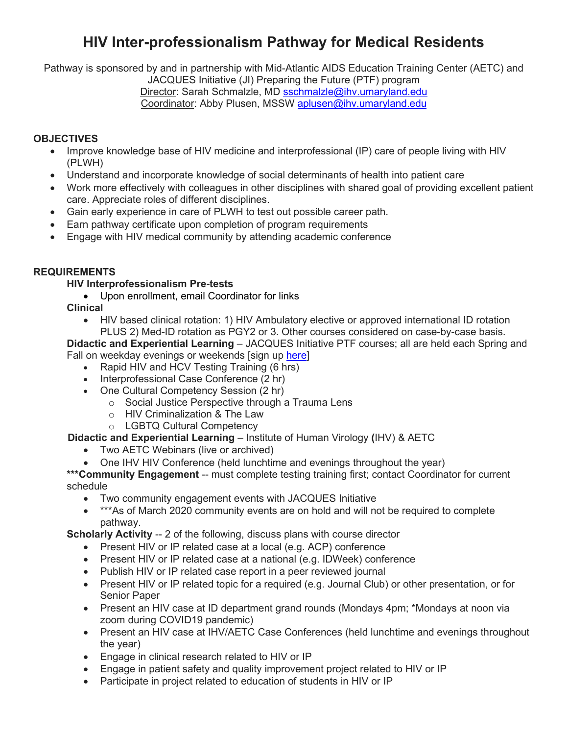# HIV Inter-professionalism Pathway for Medical Residents

Pathway is sponsored by and in partnership with Mid-Atlantic AIDS Education Training Center (AETC) and JACQUES Initiative (JI) Preparing the Future (PTF) program
Director: Sarah Schmalzle, MD sschmalzle@ihv.umaryland.edu
Coordinator: Abby Plusen, MSSW aplusen@ihv.umaryland.edu

## OBJECTIVES

- Improve knowledge base of HIV medicine and interprofessional (IP) care of people living with HIV (PLWH)
- Understand and incorporate knowledge of social determinants of health into patient care
- Work more effectively with colleagues in other disciplines with shared goal of providing excellent patient care. Appreciate roles of different disciplines.
- Gain early experience in care of PLWH to test out possible career path.
- Earn pathway certificate upon completion of program requirements
- Engage with HIV medical community by attending academic conference

## REQUIREMENTS

**HIV Interprofessionalism Pre-tests**

- Upon enrollment, email Coordinator for links

**Clinical**

- HIV based clinical rotation: 1) HIV Ambulatory elective or approved international ID rotation PLUS 2) Med-ID rotation as PGY2 or 3. Other courses considered on case-by-case basis.

**Didactic and Experiential Learning** – JACQUES Initiative PTF courses; all are held each Spring and Fall on weekday evenings or weekends [sign up here]

- Rapid HIV and HCV Testing Training (6 hrs)
- Interprofessional Case Conference (2 hr)
- One Cultural Competency Session (2 hr)
  - Social Justice Perspective through a Trauma Lens
  - HIV Criminalization & The Law
  - LGBTQ Cultural Competency

**Didactic and Experiential Learning** – Institute of Human Virology **(**IHV) & AETC

- Two AETC Webinars (live or archived)
- One IHV HIV Conference (held lunchtime and evenings throughout the year)

**\*\*\*Community Engagement** -- must complete testing training first; contact Coordinator for current schedule

- Two community engagement events with JACQUES Initiative
- \*\*\*As of March 2020 community events are on hold and will not be required to complete pathway.

**Scholarly Activity** -- 2 of the following, discuss plans with course director

- Present HIV or IP related case at a local (e.g. ACP) conference
- Present HIV or IP related case at a national (e.g. IDWeek) conference
- Publish HIV or IP related case report in a peer reviewed journal
- Present HIV or IP related topic for a required (e.g. Journal Club) or other presentation, or for Senior Paper
- Present an HIV case at ID department grand rounds (Mondays 4pm; \*Mondays at noon via zoom during COVID19 pandemic)
- Present an HIV case at IHV/AETC Case Conferences (held lunchtime and evenings throughout the year)
- Engage in clinical research related to HIV or IP
- Engage in patient safety and quality improvement project related to HIV or IP
- Participate in project related to education of students in HIV or IP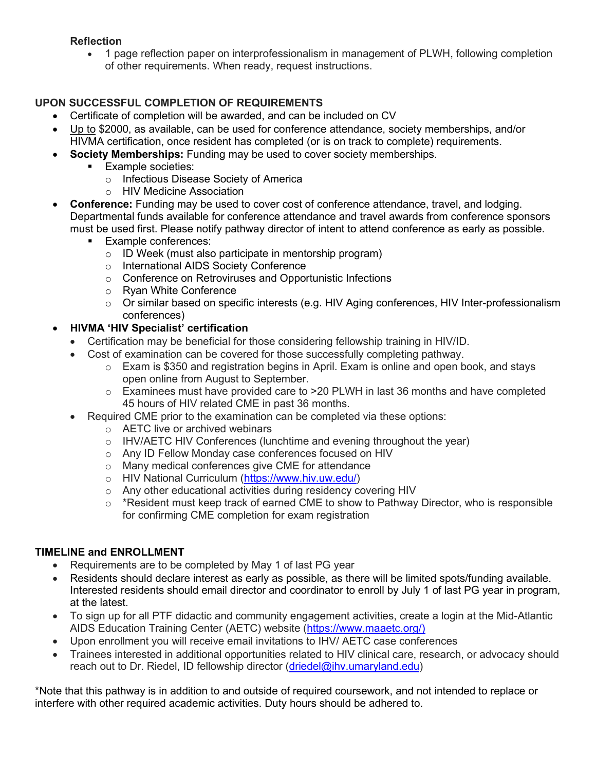**Reflection**

- 1 page reflection paper on interprofessionalism in management of PLWH, following completion of other requirements. When ready, request instructions.

**UPON SUCCESSFUL COMPLETION OF REQUIREMENTS**

- Certificate of completion will be awarded, and can be included on CV
- Up to $2000, as available, can be used for conference attendance, society memberships, and/or HIVMA certification, once resident has completed (or is on track to complete) requirements.
- **Society Memberships:** Funding may be used to cover society memberships.
  - Example societies:
    - Infectious Disease Society of America
    - HIV Medicine Association
- **Conference:** Funding may be used to cover cost of conference attendance, travel, and lodging. Departmental funds available for conference attendance and travel awards from conference sponsors must be used first. Please notify pathway director of intent to attend conference as early as possible.
  - Example conferences:
    - ID Week (must also participate in mentorship program)
    - International AIDS Society Conference
    - Conference on Retroviruses and Opportunistic Infections
    - Ryan White Conference
    - Or similar based on specific interests (e.g. HIV Aging conferences, HIV Inter-professionalism conferences)
- **HIVMA 'HIV Specialist' certification**
  - Certification may be beneficial for those considering fellowship training in HIV/ID.
  - Cost of examination can be covered for those successfully completing pathway.
    - Exam is $350 and registration begins in April. Exam is online and open book, and stays open online from August to September.
    - Examinees must have provided care to >20 PLWH in last 36 months and have completed 45 hours of HIV related CME in past 36 months.
  - Required CME prior to the examination can be completed via these options:
    - AETC live or archived webinars
    - IHV/AETC HIV Conferences (lunchtime and evening throughout the year)
    - Any ID Fellow Monday case conferences focused on HIV
    - Many medical conferences give CME for attendance
    - HIV National Curriculum (https://www.hiv.uw.edu/)
    - Any other educational activities during residency covering HIV
    - *Resident must keep track of earned CME to show to Pathway Director, who is responsible for confirming CME completion for exam registration

**TIMELINE and ENROLLMENT**

- Requirements are to be completed by May 1 of last PG year
- Residents should declare interest as early as possible, as there will be limited spots/funding available. Interested residents should email director and coordinator to enroll by July 1 of last PG year in program, at the latest.
- To sign up for all PTF didactic and community engagement activities, create a login at the Mid-Atlantic AIDS Education Training Center (AETC) website (https://www.maaetc.org/)
- Upon enrollment you will receive email invitations to IHV/ AETC case conferences
- Trainees interested in additional opportunities related to HIV clinical care, research, or advocacy should reach out to Dr. Riedel, ID fellowship director (driedel@ihv.umaryland.edu)

*Note that this pathway is in addition to and outside of required coursework, and not intended to replace or interfere with other required academic activities. Duty hours should be adhered to.